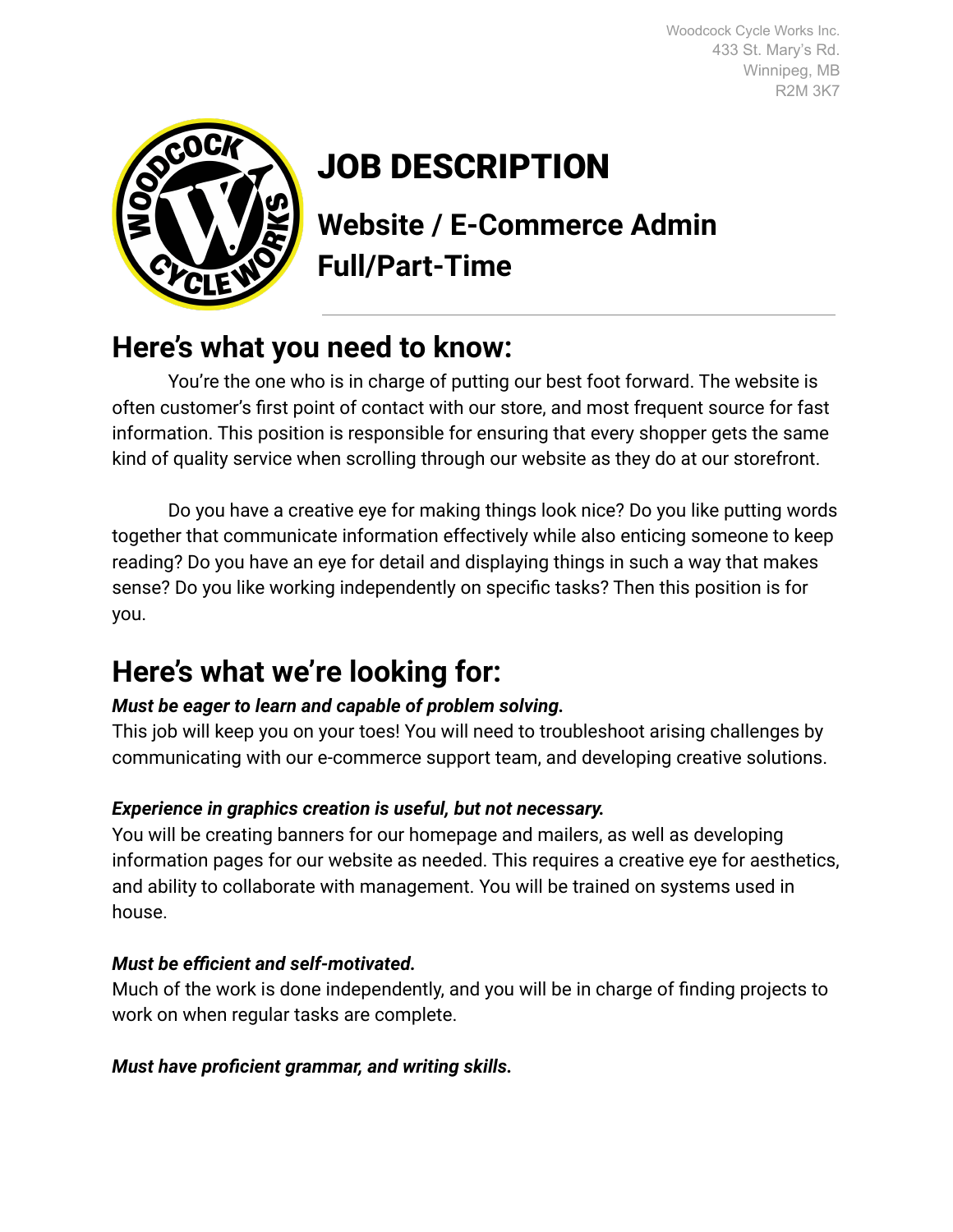Woodcock Cycle Works Inc.
433 St. Mary's Rd.
Winnipeg, MB
R2M 3K7

# JOB DESCRIPTION

## Website / E-Commerce Admin
## Full/Part-Time

---

## Here's what you need to know:

You're the one who is in charge of putting our best foot forward. The website is often customer's first point of contact with our store, and most frequent source for fast information. This position is responsible for ensuring that every shopper gets the same kind of quality service when scrolling through our website as they do at our storefront.

Do you have a creative eye for making things look nice? Do you like putting words together that communicate information effectively while also enticing someone to keep reading? Do you have an eye for detail and displaying things in such a way that makes sense? Do you like working independently on specific tasks? Then this position is for you.

## Here's what we're looking for:

***Must be eager to learn and capable of problem solving.***
This job will keep you on your toes! You will need to troubleshoot arising challenges by communicating with our e-commerce support team, and developing creative solutions.

***Experience in graphics creation is useful, but not necessary.***
You will be creating banners for our homepage and mailers, as well as developing information pages for our website as needed. This requires a creative eye for aesthetics, and ability to collaborate with management. You will be trained on systems used in house.

***Must be efficient and self-motivated.***
Much of the work is done independently, and you will be in charge of finding projects to work on when regular tasks are complete.

***Must have proficient grammar, and writing skills.***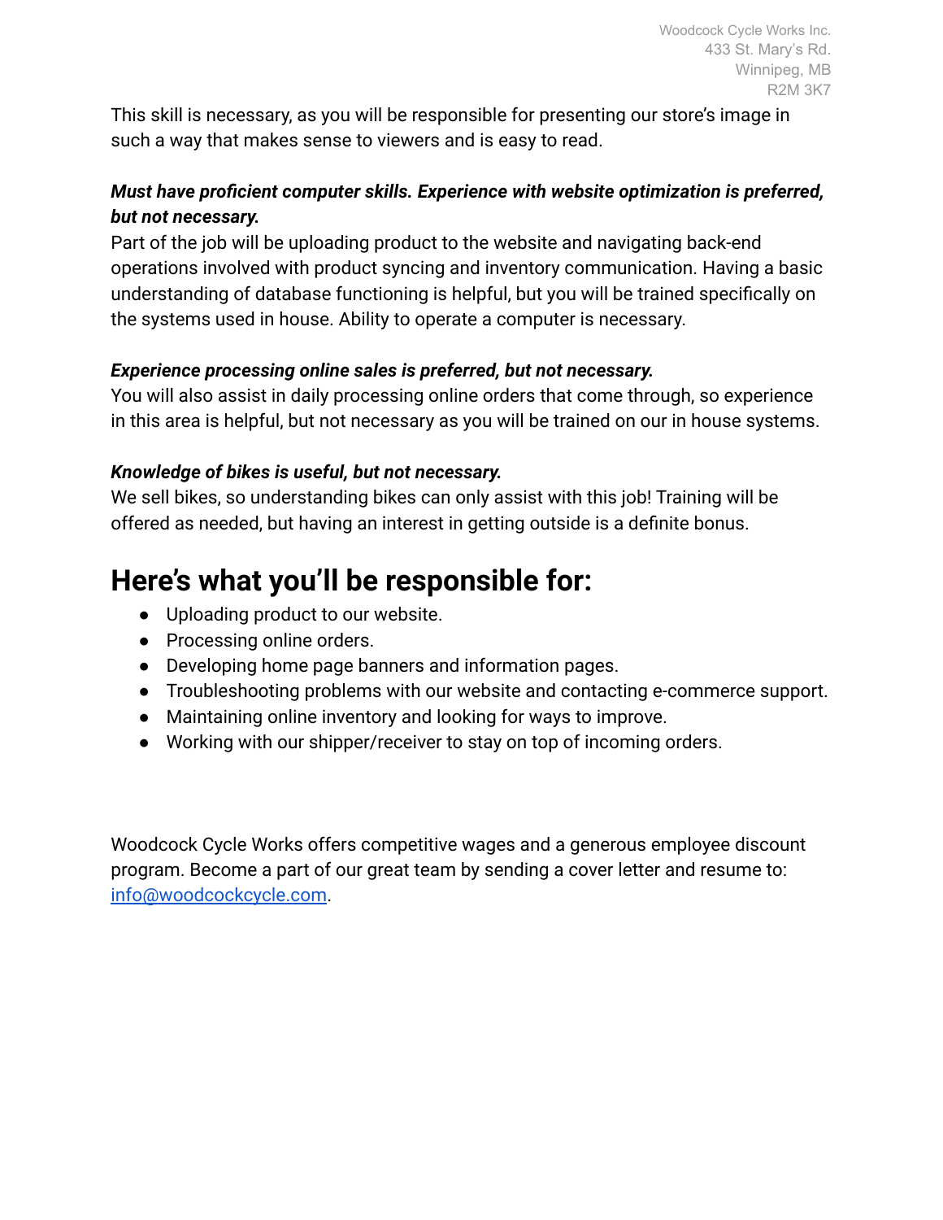This skill is necessary, as you will be responsible for presenting our store's image in such a way that makes sense to viewers and is easy to read.

***Must have proficient computer skills. Experience with website optimization is preferred, but not necessary.***
Part of the job will be uploading product to the website and navigating back-end operations involved with product syncing and inventory communication. Having a basic understanding of database functioning is helpful, but you will be trained specifically on the systems used in house. Ability to operate a computer is necessary.

***Experience processing online sales is preferred, but not necessary.***
You will also assist in daily processing online orders that come through, so experience in this area is helpful, but not necessary as you will be trained on our in house systems.

***Knowledge of bikes is useful, but not necessary.***
We sell bikes, so understanding bikes can only assist with this job! Training will be offered as needed, but having an interest in getting outside is a definite bonus.

# Here's what you'll be responsible for:

- Uploading product to our website.
- Processing online orders.
- Developing home page banners and information pages.
- Troubleshooting problems with our website and contacting e-commerce support.
- Maintaining online inventory and looking for ways to improve.
- Working with our shipper/receiver to stay on top of incoming orders.

Woodcock Cycle Works offers competitive wages and a generous employee discount program. Become a part of our great team by sending a cover letter and resume to: [info@woodcockcycle.com](mailto:info@woodcockcycle.com).